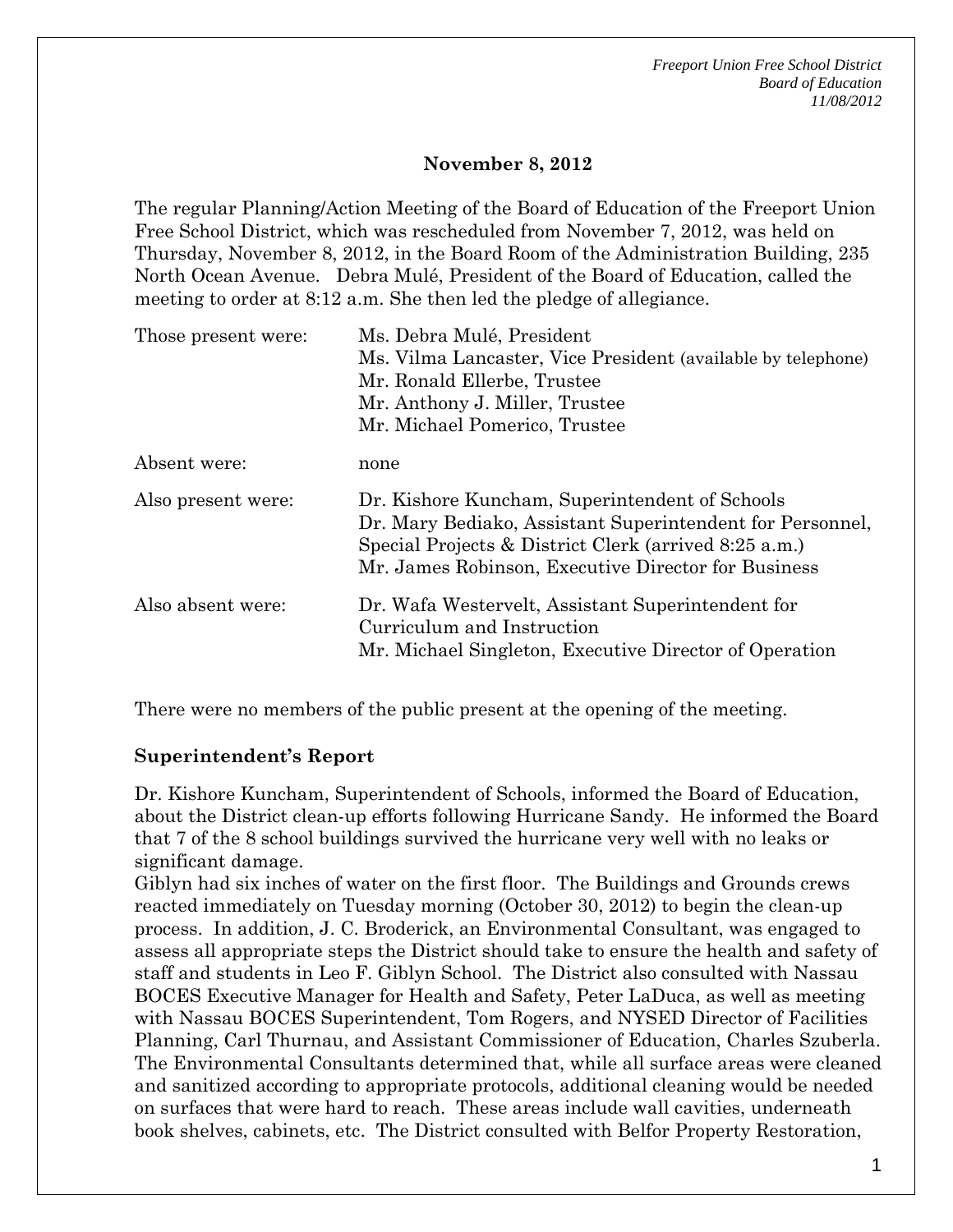**November 8, 2012**

The regular Planning/Action Meeting of the Board of Education of the Freeport Union Free School District, which was rescheduled from November 7, 2012, was held on Thursday, November 8, 2012, in the Board Room of the Administration Building, 235 North Ocean Avenue. Debra Mulé, President of the Board of Education, called the meeting to order at 8:12 a.m. She then led the pledge of allegiance.

| | |
|---|---|
| Those present were: | Ms. Debra Mulé, President<br>Ms. Vilma Lancaster, Vice President (available by telephone)<br>Mr. Ronald Ellerbe, Trustee<br>Mr. Anthony J. Miller, Trustee<br>Mr. Michael Pomerico, Trustee |
| Absent were: | none |
| Also present were: | Dr. Kishore Kuncham, Superintendent of Schools<br>Dr. Mary Bediako, Assistant Superintendent for Personnel, Special Projects & District Clerk (arrived 8:25 a.m.)<br>Mr. James Robinson, Executive Director for Business |
| Also absent were: | Dr. Wafa Westervelt, Assistant Superintendent for Curriculum and Instruction<br>Mr. Michael Singleton, Executive Director of Operation |

There were no members of the public present at the opening of the meeting.

**Superintendent's Report**

Dr. Kishore Kuncham, Superintendent of Schools, informed the Board of Education, about the District clean-up efforts following Hurricane Sandy. He informed the Board that 7 of the 8 school buildings survived the hurricane very well with no leaks or significant damage.

Giblyn had six inches of water on the first floor. The Buildings and Grounds crews reacted immediately on Tuesday morning (October 30, 2012) to begin the clean-up process. In addition, J. C. Broderick, an Environmental Consultant, was engaged to assess all appropriate steps the District should take to ensure the health and safety of staff and students in Leo F. Giblyn School. The District also consulted with Nassau BOCES Executive Manager for Health and Safety, Peter LaDuca, as well as meeting with Nassau BOCES Superintendent, Tom Rogers, and NYSED Director of Facilities Planning, Carl Thurnau, and Assistant Commissioner of Education, Charles Szuberla. The Environmental Consultants determined that, while all surface areas were cleaned and sanitized according to appropriate protocols, additional cleaning would be needed on surfaces that were hard to reach. These areas include wall cavities, underneath book shelves, cabinets, etc. The District consulted with Belfor Property Restoration,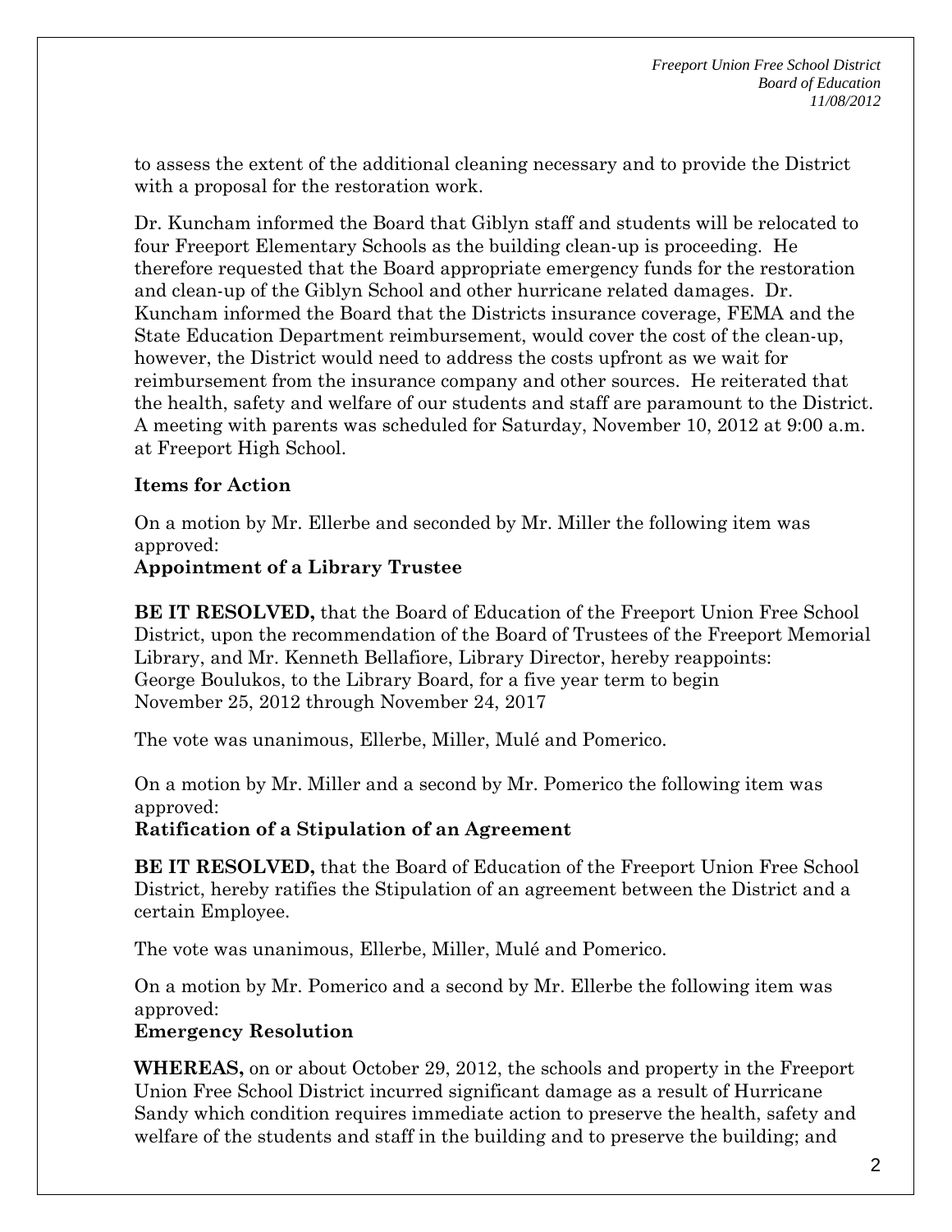to assess the extent of the additional cleaning necessary and to provide the District with a proposal for the restoration work.

Dr. Kuncham informed the Board that Giblyn staff and students will be relocated to four Freeport Elementary Schools as the building clean-up is proceeding. He therefore requested that the Board appropriate emergency funds for the restoration and clean-up of the Giblyn School and other hurricane related damages. Dr. Kuncham informed the Board that the Districts insurance coverage, FEMA and the State Education Department reimbursement, would cover the cost of the clean-up, however, the District would need to address the costs upfront as we wait for reimbursement from the insurance company and other sources. He reiterated that the health, safety and welfare of our students and staff are paramount to the District. A meeting with parents was scheduled for Saturday, November 10, 2012 at 9:00 a.m. at Freeport High School.

**Items for Action**

On a motion by Mr. Ellerbe and seconded by Mr. Miller the following item was approved:

**Appointment of a Library Trustee**

**BE IT RESOLVED,** that the Board of Education of the Freeport Union Free School District, upon the recommendation of the Board of Trustees of the Freeport Memorial Library, and Mr. Kenneth Bellafiore, Library Director, hereby reappoints: George Boulukos, to the Library Board, for a five year term to begin November 25, 2012 through November 24, 2017

The vote was unanimous, Ellerbe, Miller, Mulé and Pomerico.

On a motion by Mr. Miller and a second by Mr. Pomerico the following item was approved:

**Ratification of a Stipulation of an Agreement**

**BE IT RESOLVED,** that the Board of Education of the Freeport Union Free School District, hereby ratifies the Stipulation of an agreement between the District and a certain Employee.

The vote was unanimous, Ellerbe, Miller, Mulé and Pomerico.

On a motion by Mr. Pomerico and a second by Mr. Ellerbe the following item was approved:

**Emergency Resolution**

**WHEREAS,** on or about October 29, 2012, the schools and property in the Freeport Union Free School District incurred significant damage as a result of Hurricane Sandy which condition requires immediate action to preserve the health, safety and welfare of the students and staff in the building and to preserve the building; and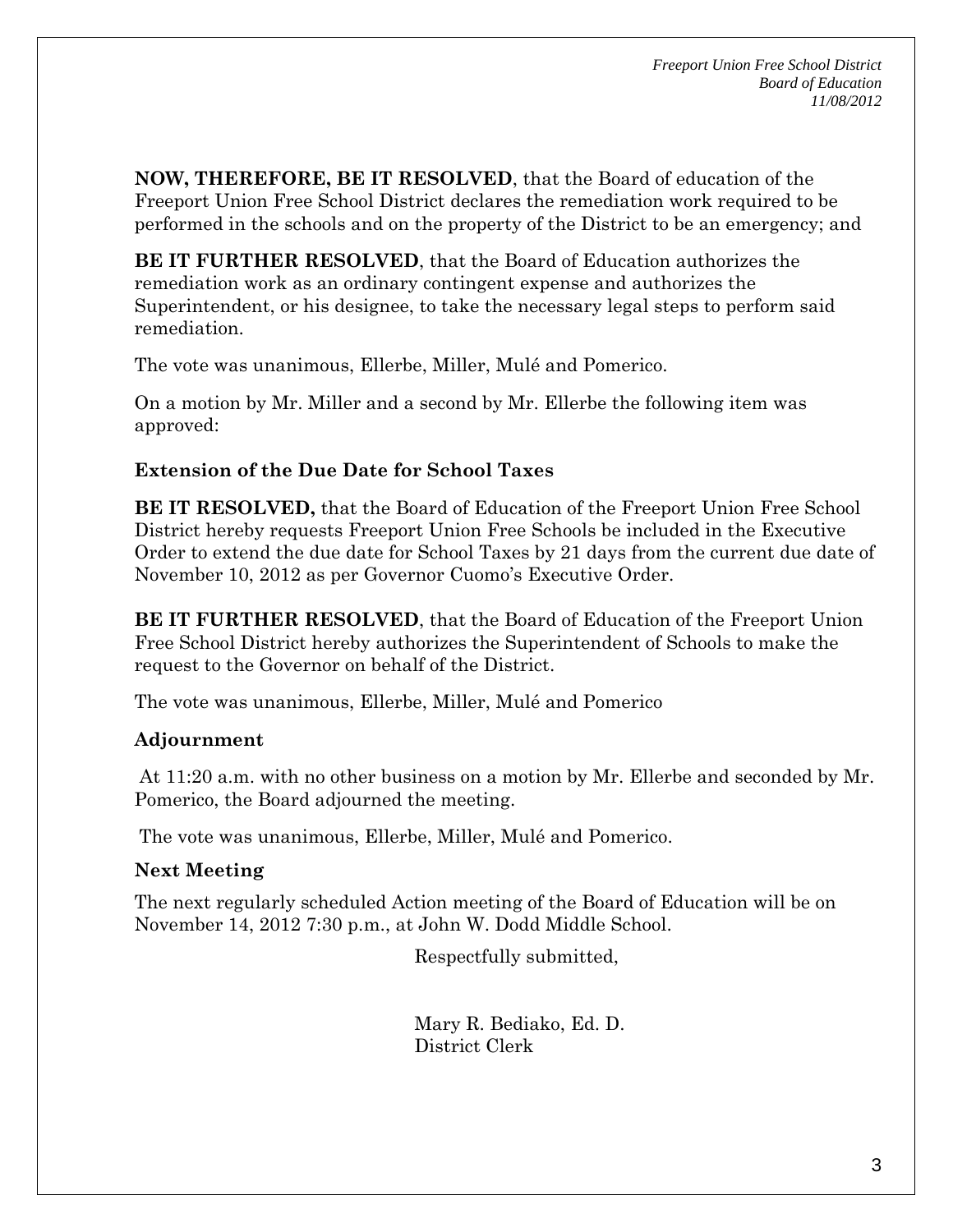**NOW, THEREFORE, BE IT RESOLVED**, that the Board of education of the Freeport Union Free School District declares the remediation work required to be performed in the schools and on the property of the District to be an emergency; and

**BE IT FURTHER RESOLVED**, that the Board of Education authorizes the remediation work as an ordinary contingent expense and authorizes the Superintendent, or his designee, to take the necessary legal steps to perform said remediation.

The vote was unanimous, Ellerbe, Miller, Mulé and Pomerico.

On a motion by Mr. Miller and a second by Mr. Ellerbe the following item was approved:

### Extension of the Due Date for School Taxes

**BE IT RESOLVED,** that the Board of Education of the Freeport Union Free School District hereby requests Freeport Union Free Schools be included in the Executive Order to extend the due date for School Taxes by 21 days from the current due date of November 10, 2012 as per Governor Cuomo's Executive Order.

**BE IT FURTHER RESOLVED**, that the Board of Education of the Freeport Union Free School District hereby authorizes the Superintendent of Schools to make the request to the Governor on behalf of the District.

The vote was unanimous, Ellerbe, Miller, Mulé and Pomerico

### Adjournment

At 11:20 a.m. with no other business on a motion by Mr. Ellerbe and seconded by Mr. Pomerico, the Board adjourned the meeting.

The vote was unanimous, Ellerbe, Miller, Mulé and Pomerico.

### Next Meeting

The next regularly scheduled Action meeting of the Board of Education will be on November 14, 2012 7:30 p.m., at John W. Dodd Middle School.

Respectfully submitted,

Mary R. Bediako, Ed. D.
District Clerk